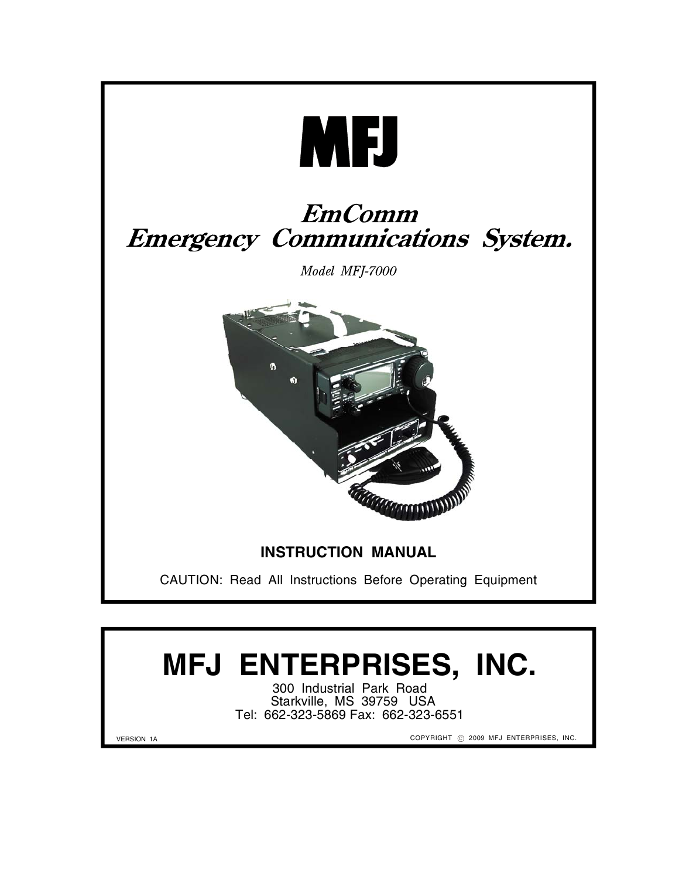# MFJ

## *EmComm*
## *Emergency Communications System.*

*Model MFJ-7000*

**INSTRUCTION MANUAL**

CAUTION: Read All Instructions Before Operating Equipment

# MFJ ENTERPRISES, INC.

300 Industrial Park Road
Starkville, MS 39759 USA
Tel: 662-323-5869 Fax: 662-323-6551

VERSION 1A

COPYRIGHT © 2009 MFJ ENTERPRISES, INC.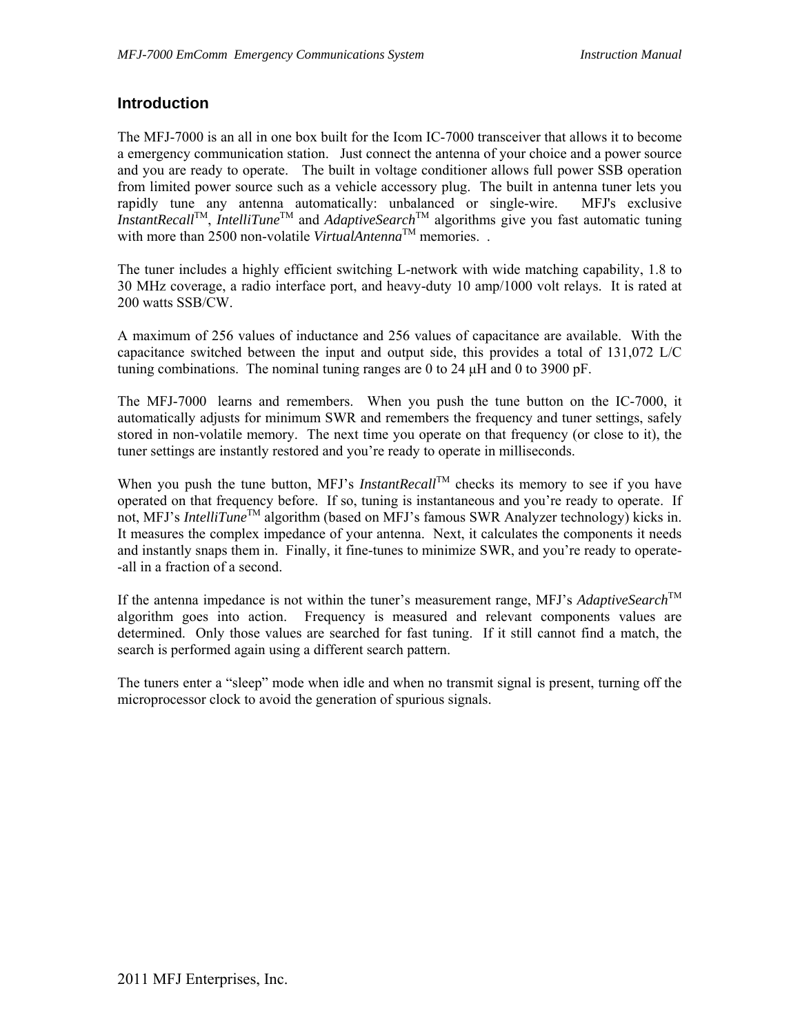## Introduction

The MFJ-7000 is an all in one box built for the Icom IC-7000 transceiver that allows it to become a emergency communication station. Just connect the antenna of your choice and a power source and you are ready to operate. The built in voltage conditioner allows full power SSB operation from limited power source such as a vehicle accessory plug. The built in antenna tuner lets you rapidly tune any antenna automatically: unbalanced or single-wire. MFJ's exclusive *InstantRecall*™, *IntelliTune*™ and *AdaptiveSearch*™ algorithms give you fast automatic tuning with more than 2500 non-volatile *VirtualAntenna*™ memories. .

The tuner includes a highly efficient switching L-network with wide matching capability, 1.8 to 30 MHz coverage, a radio interface port, and heavy-duty 10 amp/1000 volt relays. It is rated at 200 watts SSB/CW.

A maximum of 256 values of inductance and 256 values of capacitance are available. With the capacitance switched between the input and output side, this provides a total of 131,072 L/C tuning combinations. The nominal tuning ranges are 0 to 24 μH and 0 to 3900 pF.

The MFJ-7000 learns and remembers. When you push the tune button on the IC-7000, it automatically adjusts for minimum SWR and remembers the frequency and tuner settings, safely stored in non-volatile memory. The next time you operate on that frequency (or close to it), the tuner settings are instantly restored and you're ready to operate in milliseconds.

When you push the tune button, MFJ's *InstantRecall*™ checks its memory to see if you have operated on that frequency before. If so, tuning is instantaneous and you're ready to operate. If not, MFJ's *IntelliTune*™ algorithm (based on MFJ's famous SWR Analyzer technology) kicks in. It measures the complex impedance of your antenna. Next, it calculates the components it needs and instantly snaps them in. Finally, it fine-tunes to minimize SWR, and you're ready to operate--all in a fraction of a second.

If the antenna impedance is not within the tuner's measurement range, MFJ's *AdaptiveSearch*™ algorithm goes into action. Frequency is measured and relevant components values are determined. Only those values are searched for fast tuning. If it still cannot find a match, the search is performed again using a different search pattern.

The tuners enter a "sleep" mode when idle and when no transmit signal is present, turning off the microprocessor clock to avoid the generation of spurious signals.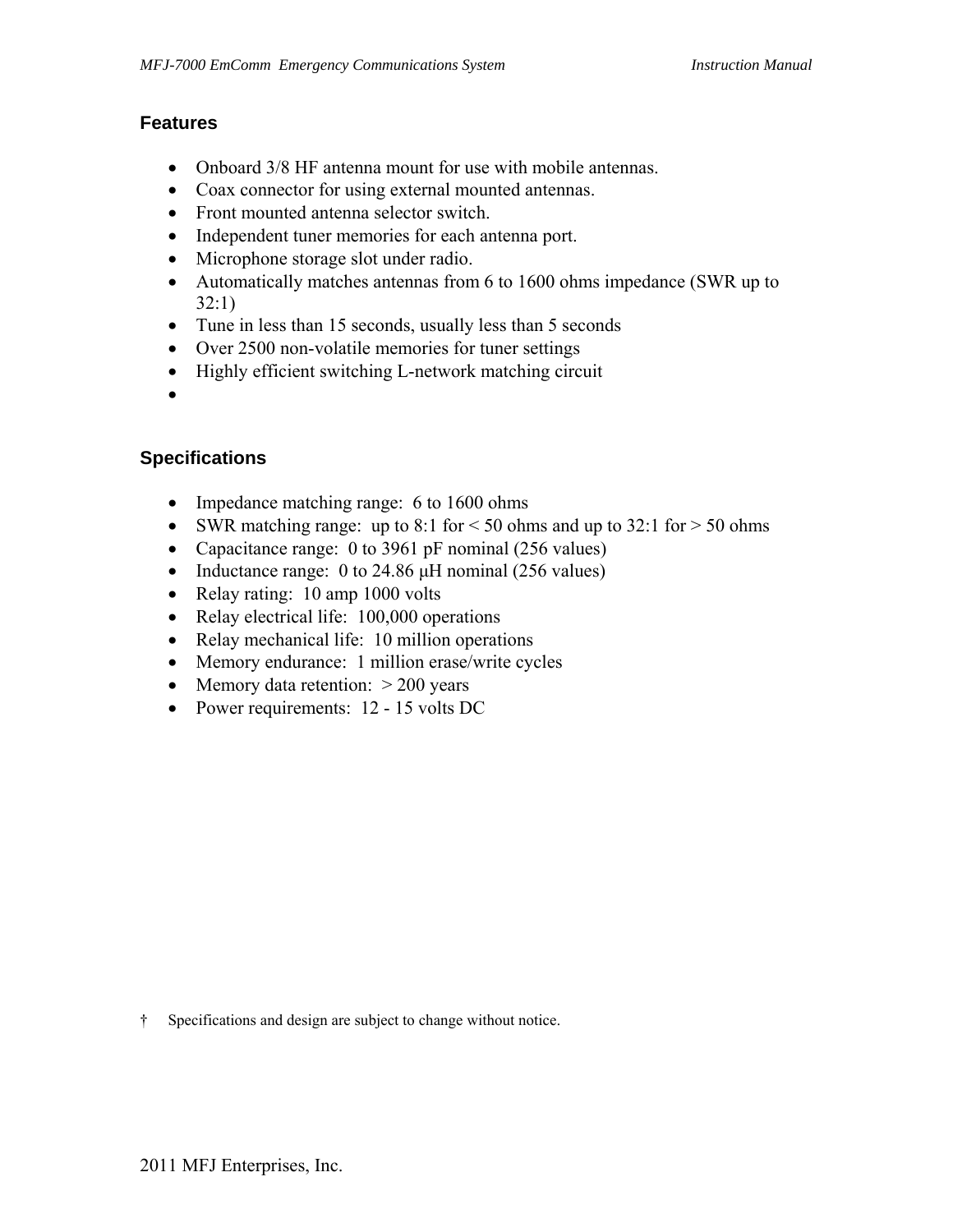## Features

- Onboard 3/8 HF antenna mount for use with mobile antennas.
- Coax connector for using external mounted antennas.
- Front mounted antenna selector switch.
- Independent tuner memories for each antenna port.
- Microphone storage slot under radio.
- Automatically matches antennas from 6 to 1600 ohms impedance (SWR up to 32:1)
- Tune in less than 15 seconds, usually less than 5 seconds
- Over 2500 non-volatile memories for tuner settings
- Highly efficient switching L-network matching circuit
- 

## Specifications

- Impedance matching range: 6 to 1600 ohms
- SWR matching range: up to 8:1 for < 50 ohms and up to 32:1 for > 50 ohms
- Capacitance range: 0 to 3961 pF nominal (256 values)
- Inductance range: 0 to 24.86 μH nominal (256 values)
- Relay rating: 10 amp 1000 volts
- Relay electrical life: 100,000 operations
- Relay mechanical life: 10 million operations
- Memory endurance: 1 million erase/write cycles
- Memory data retention: > 200 years
- Power requirements: 12 - 15 volts DC

† Specifications and design are subject to change without notice.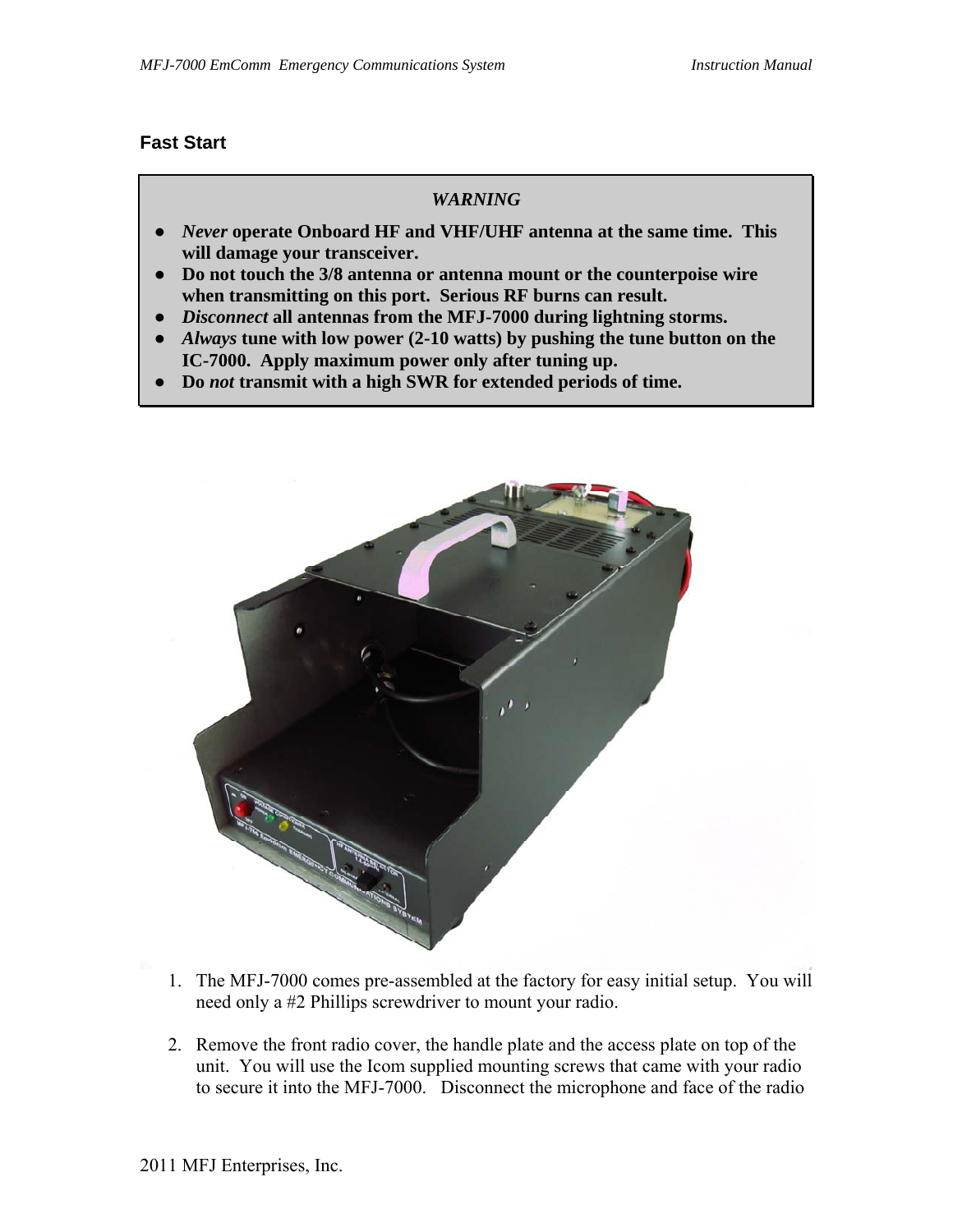## Fast Start

***WARNING***

- ***Never* operate Onboard HF and VHF/UHF antenna at the same time. This will damage your transceiver.**
- **Do not touch the 3/8 antenna or antenna mount or the counterpoise wire when transmitting on this port. Serious RF burns can result.**
- ***Disconnect* all antennas from the MFJ-7000 during lightning storms.**
- ***Always* tune with low power (2-10 watts) by pushing the tune button on the IC-7000. Apply maximum power only after tuning up.**
- **Do *not* transmit with a high SWR for extended periods of time.**

1. The MFJ-7000 comes pre-assembled at the factory for easy initial setup. You will need only a #2 Phillips screwdriver to mount your radio.

2. Remove the front radio cover, the handle plate and the access plate on top of the unit. You will use the Icom supplied mounting screws that came with your radio to secure it into the MFJ-7000. Disconnect the microphone and face of the radio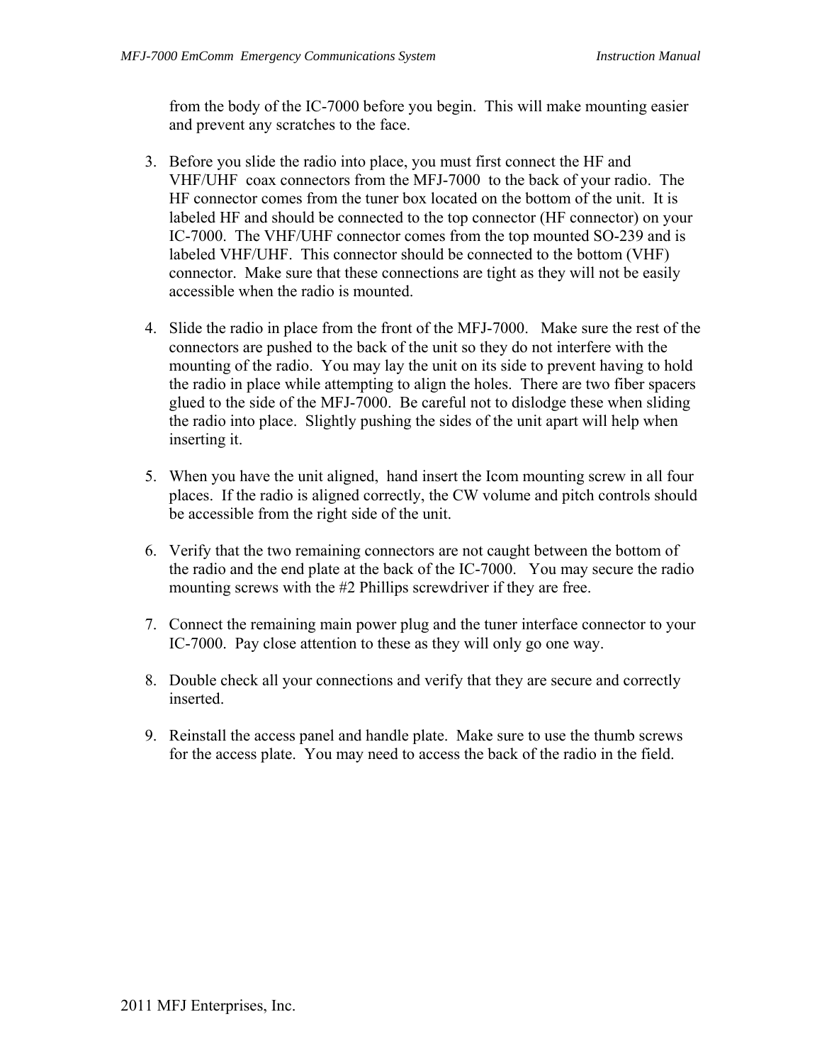from the body of the IC-7000 before you begin. This will make mounting easier and prevent any scratches to the face.

3. Before you slide the radio into place, you must first connect the HF and VHF/UHF coax connectors from the MFJ-7000 to the back of your radio. The HF connector comes from the tuner box located on the bottom of the unit. It is labeled HF and should be connected to the top connector (HF connector) on your IC-7000. The VHF/UHF connector comes from the top mounted SO-239 and is labeled VHF/UHF. This connector should be connected to the bottom (VHF) connector. Make sure that these connections are tight as they will not be easily accessible when the radio is mounted.

4. Slide the radio in place from the front of the MFJ-7000. Make sure the rest of the connectors are pushed to the back of the unit so they do not interfere with the mounting of the radio. You may lay the unit on its side to prevent having to hold the radio in place while attempting to align the holes. There are two fiber spacers glued to the side of the MFJ-7000. Be careful not to dislodge these when sliding the radio into place. Slightly pushing the sides of the unit apart will help when inserting it.

5. When you have the unit aligned, hand insert the Icom mounting screw in all four places. If the radio is aligned correctly, the CW volume and pitch controls should be accessible from the right side of the unit.

6. Verify that the two remaining connectors are not caught between the bottom of the radio and the end plate at the back of the IC-7000. You may secure the radio mounting screws with the #2 Phillips screwdriver if they are free.

7. Connect the remaining main power plug and the tuner interface connector to your IC-7000. Pay close attention to these as they will only go one way.

8. Double check all your connections and verify that they are secure and correctly inserted.

9. Reinstall the access panel and handle plate. Make sure to use the thumb screws for the access plate. You may need to access the back of the radio in the field.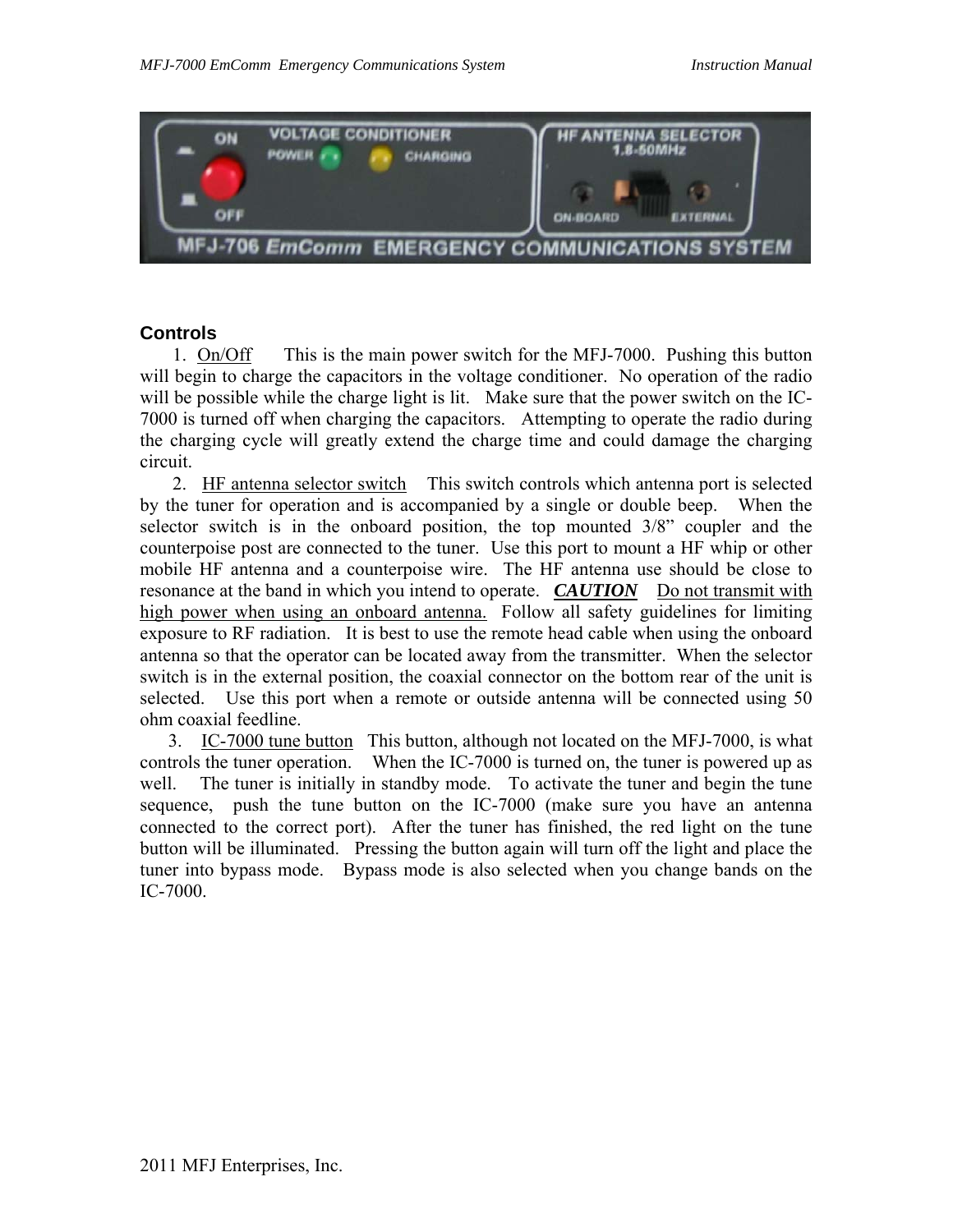## Controls

1. On/Off  This is the main power switch for the MFJ-7000. Pushing this button will begin to charge the capacitors in the voltage conditioner. No operation of the radio will be possible while the charge light is lit. Make sure that the power switch on the IC-7000 is turned off when charging the capacitors. Attempting to operate the radio during the charging cycle will greatly extend the charge time and could damage the charging circuit.

2. HF antenna selector switch  This switch controls which antenna port is selected by the tuner for operation and is accompanied by a single or double beep. When the selector switch is in the onboard position, the top mounted 3/8" coupler and the counterpoise post are connected to the tuner. Use this port to mount a HF whip or other mobile HF antenna and a counterpoise wire. The HF antenna use should be close to resonance at the band in which you intend to operate. ***CAUTION*** Do not transmit with high power when using an onboard antenna. Follow all safety guidelines for limiting exposure to RF radiation. It is best to use the remote head cable when using the onboard antenna so that the operator can be located away from the transmitter. When the selector switch is in the external position, the coaxial connector on the bottom rear of the unit is selected. Use this port when a remote or outside antenna will be connected using 50 ohm coaxial feedline.

3. IC-7000 tune button  This button, although not located on the MFJ-7000, is what controls the tuner operation. When the IC-7000 is turned on, the tuner is powered up as well. The tuner is initially in standby mode. To activate the tuner and begin the tune sequence, push the tune button on the IC-7000 (make sure you have an antenna connected to the correct port). After the tuner has finished, the red light on the tune button will be illuminated. Pressing the button again will turn off the light and place the tuner into bypass mode. Bypass mode is also selected when you change bands on the IC-7000.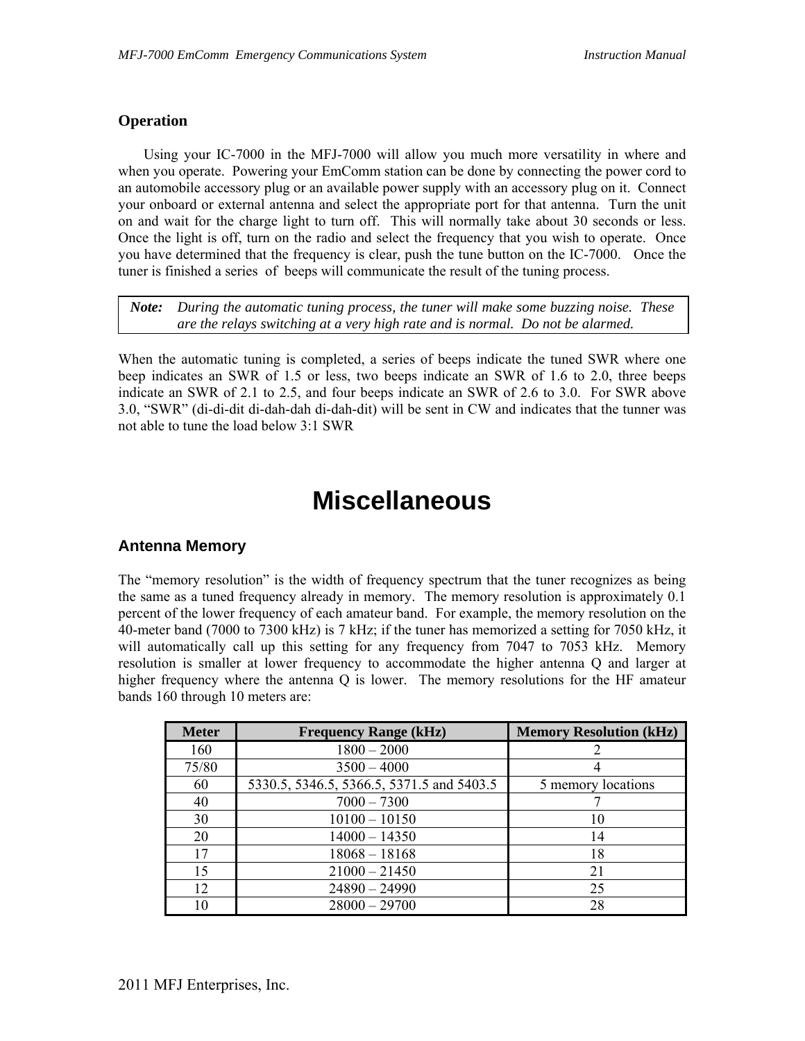## Operation

Using your IC-7000 in the MFJ-7000 will allow you much more versatility in where and when you operate. Powering your EmComm station can be done by connecting the power cord to an automobile accessory plug or an available power supply with an accessory plug on it. Connect your onboard or external antenna and select the appropriate port for that antenna. Turn the unit on and wait for the charge light to turn off. This will normally take about 30 seconds or less. Once the light is off, turn on the radio and select the frequency that you wish to operate. Once you have determined that the frequency is clear, push the tune button on the IC-7000. Once the tuner is finished a series of beeps will communicate the result of the tuning process.

| **Note:** | *During the automatic tuning process, the tuner will make some buzzing noise. These are the relays switching at a very high rate and is normal. Do not be alarmed.* |
|---|---|

When the automatic tuning is completed, a series of beeps indicate the tuned SWR where one beep indicates an SWR of 1.5 or less, two beeps indicate an SWR of 1.6 to 2.0, three beeps indicate an SWR of 2.1 to 2.5, and four beeps indicate an SWR of 2.6 to 3.0. For SWR above 3.0, "SWR" (di-di-dit di-dah-dah di-dah-dit) will be sent in CW and indicates that the tunner was not able to tune the load below 3:1 SWR

# Miscellaneous

## Antenna Memory

The "memory resolution" is the width of frequency spectrum that the tuner recognizes as being the same as a tuned frequency already in memory. The memory resolution is approximately 0.1 percent of the lower frequency of each amateur band. For example, the memory resolution on the 40-meter band (7000 to 7300 kHz) is 7 kHz; if the tuner has memorized a setting for 7050 kHz, it will automatically call up this setting for any frequency from 7047 to 7053 kHz. Memory resolution is smaller at lower frequency to accommodate the higher antenna Q and larger at higher frequency where the antenna Q is lower. The memory resolutions for the HF amateur bands 160 through 10 meters are:

| Meter | Frequency Range (kHz) | Memory Resolution (kHz) |
|---|---|---|
| 160 | 1800 – 2000 | 2 |
| 75/80 | 3500 – 4000 | 4 |
| 60 | 5330.5, 5346.5, 5366.5, 5371.5 and 5403.5 | 5 memory locations |
| 40 | 7000 – 7300 | 7 |
| 30 | 10100 – 10150 | 10 |
| 20 | 14000 – 14350 | 14 |
| 17 | 18068 – 18168 | 18 |
| 15 | 21000 – 21450 | 21 |
| 12 | 24890 – 24990 | 25 |
| 10 | 28000 – 29700 | 28 |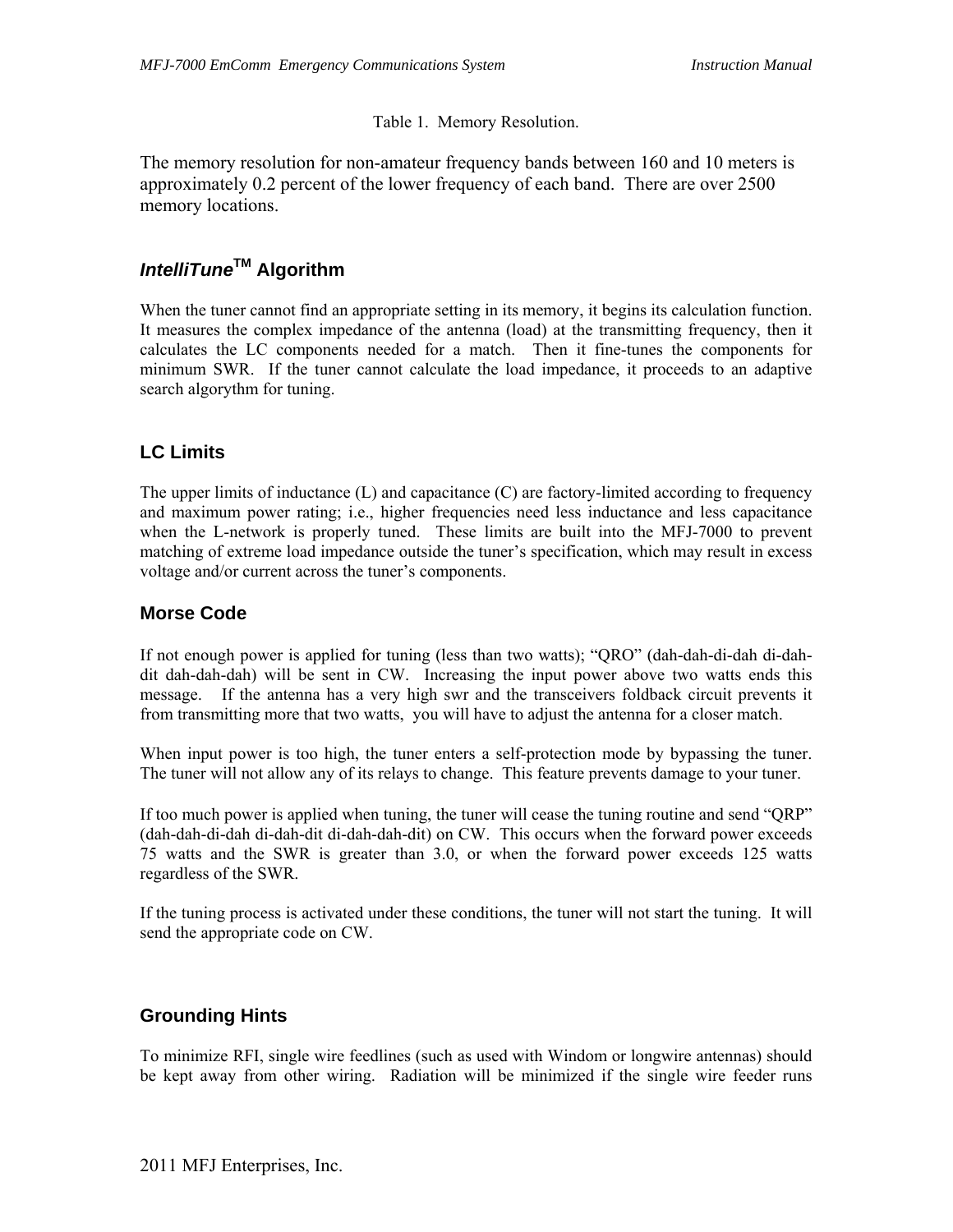Table 1. Memory Resolution.

The memory resolution for non-amateur frequency bands between 160 and 10 meters is approximately 0.2 percent of the lower frequency of each band. There are over 2500 memory locations.

## *IntelliTune*™ Algorithm

When the tuner cannot find an appropriate setting in its memory, it begins its calculation function. It measures the complex impedance of the antenna (load) at the transmitting frequency, then it calculates the LC components needed for a match. Then it fine-tunes the components for minimum SWR. If the tuner cannot calculate the load impedance, it proceeds to an adaptive search algorythm for tuning.

## LC Limits

The upper limits of inductance (L) and capacitance (C) are factory-limited according to frequency and maximum power rating; i.e., higher frequencies need less inductance and less capacitance when the L-network is properly tuned. These limits are built into the MFJ-7000 to prevent matching of extreme load impedance outside the tuner's specification, which may result in excess voltage and/or current across the tuner's components.

## Morse Code

If not enough power is applied for tuning (less than two watts); "QRO" (dah-dah-di-dah di-dah-dit dah-dah-dah) will be sent in CW. Increasing the input power above two watts ends this message. If the antenna has a very high swr and the transceivers foldback circuit prevents it from transmitting more that two watts, you will have to adjust the antenna for a closer match.

When input power is too high, the tuner enters a self-protection mode by bypassing the tuner. The tuner will not allow any of its relays to change. This feature prevents damage to your tuner.

If too much power is applied when tuning, the tuner will cease the tuning routine and send "QRP" (dah-dah-di-dah di-dah-dit di-dah-dah-dit) on CW. This occurs when the forward power exceeds 75 watts and the SWR is greater than 3.0, or when the forward power exceeds 125 watts regardless of the SWR.

If the tuning process is activated under these conditions, the tuner will not start the tuning. It will send the appropriate code on CW.

## Grounding Hints

To minimize RFI, single wire feedlines (such as used with Windom or longwire antennas) should be kept away from other wiring. Radiation will be minimized if the single wire feeder runs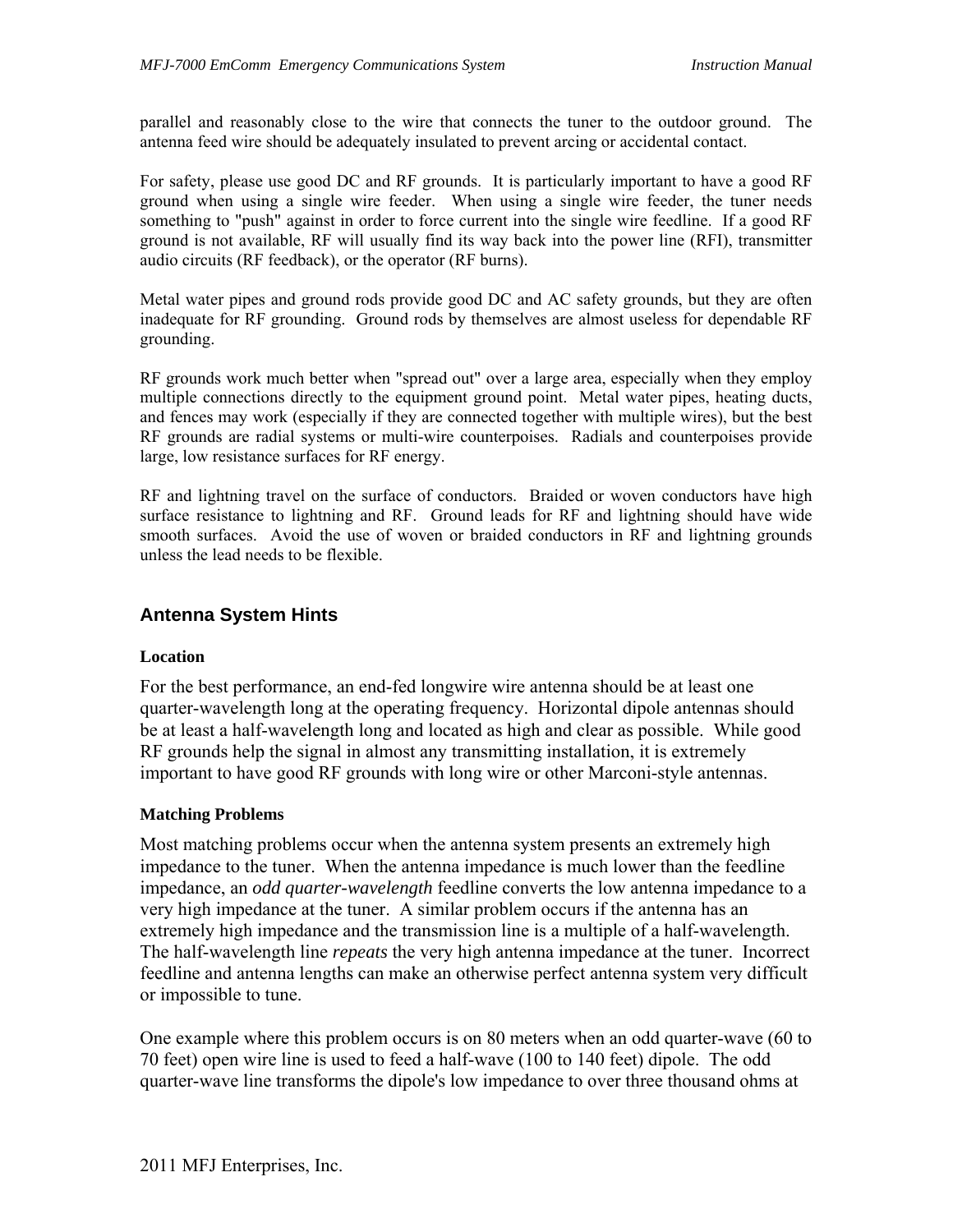parallel and reasonably close to the wire that connects the tuner to the outdoor ground. The antenna feed wire should be adequately insulated to prevent arcing or accidental contact.

For safety, please use good DC and RF grounds. It is particularly important to have a good RF ground when using a single wire feeder. When using a single wire feeder, the tuner needs something to "push" against in order to force current into the single wire feedline. If a good RF ground is not available, RF will usually find its way back into the power line (RFI), transmitter audio circuits (RF feedback), or the operator (RF burns).

Metal water pipes and ground rods provide good DC and AC safety grounds, but they are often inadequate for RF grounding. Ground rods by themselves are almost useless for dependable RF grounding.

RF grounds work much better when "spread out" over a large area, especially when they employ multiple connections directly to the equipment ground point. Metal water pipes, heating ducts, and fences may work (especially if they are connected together with multiple wires), but the best RF grounds are radial systems or multi-wire counterpoises. Radials and counterpoises provide large, low resistance surfaces for RF energy.

RF and lightning travel on the surface of conductors. Braided or woven conductors have high surface resistance to lightning and RF. Ground leads for RF and lightning should have wide smooth surfaces. Avoid the use of woven or braided conductors in RF and lightning grounds unless the lead needs to be flexible.

## Antenna System Hints

### Location

For the best performance, an end-fed longwire wire antenna should be at least one quarter-wavelength long at the operating frequency. Horizontal dipole antennas should be at least a half-wavelength long and located as high and clear as possible. While good RF grounds help the signal in almost any transmitting installation, it is extremely important to have good RF grounds with long wire or other Marconi-style antennas.

### Matching Problems

Most matching problems occur when the antenna system presents an extremely high impedance to the tuner. When the antenna impedance is much lower than the feedline impedance, an *odd quarter-wavelength* feedline converts the low antenna impedance to a very high impedance at the tuner. A similar problem occurs if the antenna has an extremely high impedance and the transmission line is a multiple of a half-wavelength. The half-wavelength line *repeats* the very high antenna impedance at the tuner. Incorrect feedline and antenna lengths can make an otherwise perfect antenna system very difficult or impossible to tune.

One example where this problem occurs is on 80 meters when an odd quarter-wave (60 to 70 feet) open wire line is used to feed a half-wave (100 to 140 feet) dipole. The odd quarter-wave line transforms the dipole's low impedance to over three thousand ohms at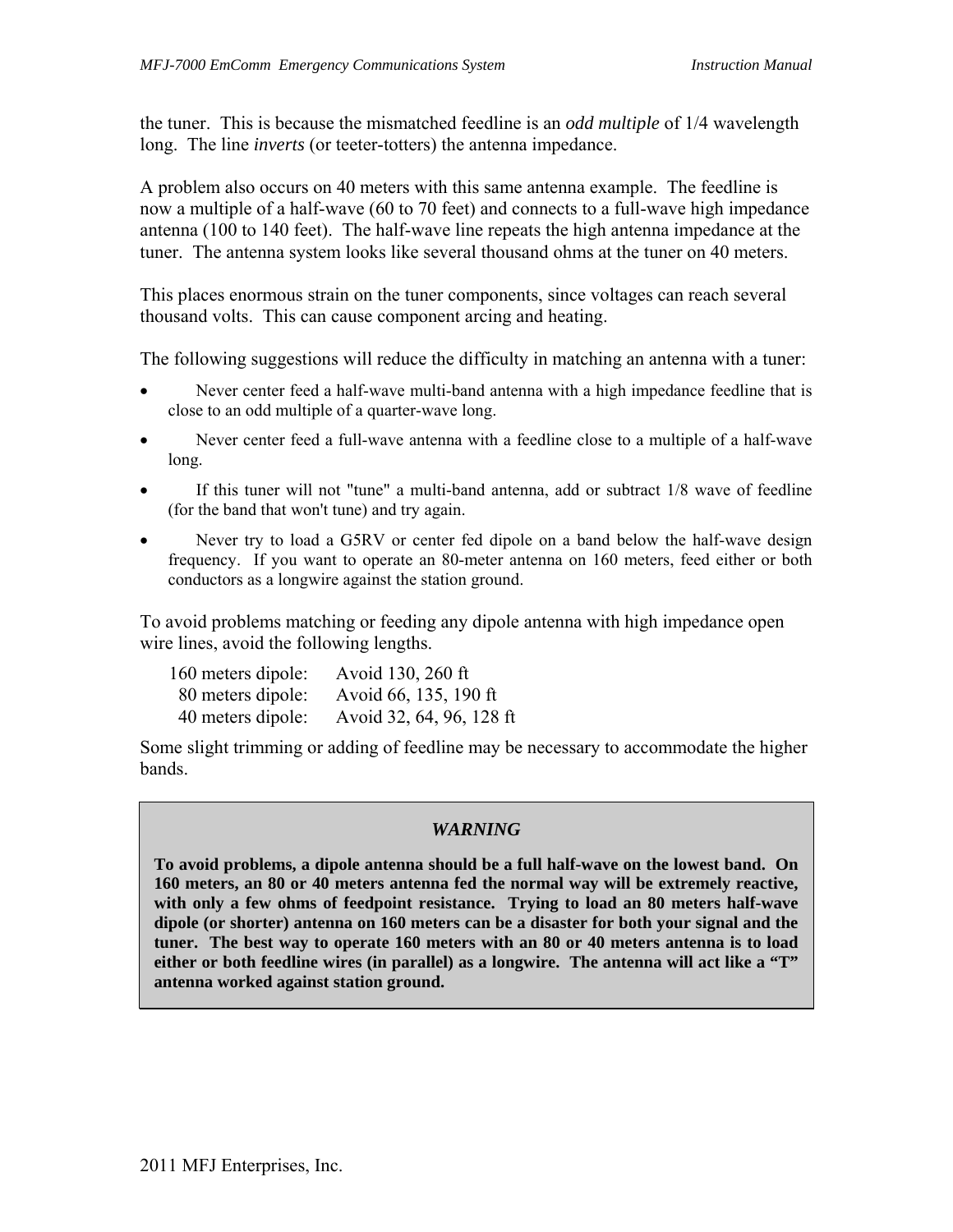the tuner. This is because the mismatched feedline is an *odd multiple* of 1/4 wavelength long. The line *inverts* (or teeter-totters) the antenna impedance.

A problem also occurs on 40 meters with this same antenna example. The feedline is now a multiple of a half-wave (60 to 70 feet) and connects to a full-wave high impedance antenna (100 to 140 feet). The half-wave line repeats the high antenna impedance at the tuner. The antenna system looks like several thousand ohms at the tuner on 40 meters.

This places enormous strain on the tuner components, since voltages can reach several thousand volts. This can cause component arcing and heating.

The following suggestions will reduce the difficulty in matching an antenna with a tuner:

- Never center feed a half-wave multi-band antenna with a high impedance feedline that is close to an odd multiple of a quarter-wave long.
- Never center feed a full-wave antenna with a feedline close to a multiple of a half-wave long.
- If this tuner will not "tune" a multi-band antenna, add or subtract 1/8 wave of feedline (for the band that won't tune) and try again.
- Never try to load a G5RV or center fed dipole on a band below the half-wave design frequency. If you want to operate an 80-meter antenna on 160 meters, feed either or both conductors as a longwire against the station ground.

To avoid problems matching or feeding any dipole antenna with high impedance open wire lines, avoid the following lengths.

| | |
|---|---|
| 160 meters dipole: | Avoid 130, 260 ft |
| 80 meters dipole: | Avoid 66, 135, 190 ft |
| 40 meters dipole: | Avoid 32, 64, 96, 128 ft |

Some slight trimming or adding of feedline may be necessary to accommodate the higher bands.

> ***WARNING***
>
> **To avoid problems, a dipole antenna should be a full half-wave on the lowest band. On 160 meters, an 80 or 40 meters antenna fed the normal way will be extremely reactive, with only a few ohms of feedpoint resistance. Trying to load an 80 meters half-wave dipole (or shorter) antenna on 160 meters can be a disaster for both your signal and the tuner. The best way to operate 160 meters with an 80 or 40 meters antenna is to load either or both feedline wires (in parallel) as a longwire. The antenna will act like a "T" antenna worked against station ground.**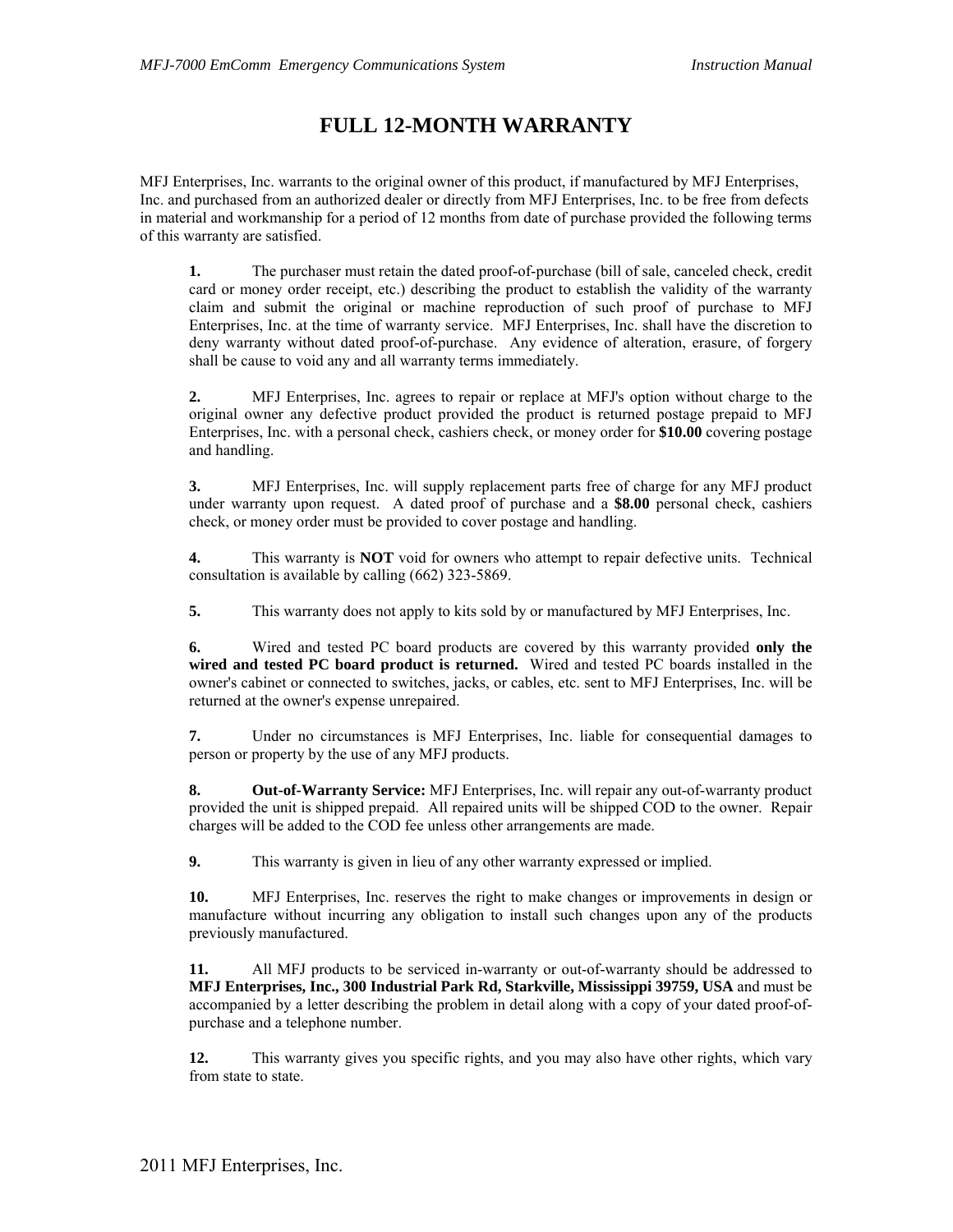# FULL 12-MONTH WARRANTY

MFJ Enterprises, Inc. warrants to the original owner of this product, if manufactured by MFJ Enterprises, Inc. and purchased from an authorized dealer or directly from MFJ Enterprises, Inc. to be free from defects in material and workmanship for a period of 12 months from date of purchase provided the following terms of this warranty are satisfied.

**1.** The purchaser must retain the dated proof-of-purchase (bill of sale, canceled check, credit card or money order receipt, etc.) describing the product to establish the validity of the warranty claim and submit the original or machine reproduction of such proof of purchase to MFJ Enterprises, Inc. at the time of warranty service. MFJ Enterprises, Inc. shall have the discretion to deny warranty without dated proof-of-purchase. Any evidence of alteration, erasure, of forgery shall be cause to void any and all warranty terms immediately.

**2.** MFJ Enterprises, Inc. agrees to repair or replace at MFJ's option without charge to the original owner any defective product provided the product is returned postage prepaid to MFJ Enterprises, Inc. with a personal check, cashiers check, or money order for **$10.00** covering postage and handling.

**3.** MFJ Enterprises, Inc. will supply replacement parts free of charge for any MFJ product under warranty upon request. A dated proof of purchase and a **$8.00** personal check, cashiers check, or money order must be provided to cover postage and handling.

**4.** This warranty is **NOT** void for owners who attempt to repair defective units. Technical consultation is available by calling (662) 323-5869.

**5.** This warranty does not apply to kits sold by or manufactured by MFJ Enterprises, Inc.

**6.** Wired and tested PC board products are covered by this warranty provided **only the wired and tested PC board product is returned.** Wired and tested PC boards installed in the owner's cabinet or connected to switches, jacks, or cables, etc. sent to MFJ Enterprises, Inc. will be returned at the owner's expense unrepaired.

**7.** Under no circumstances is MFJ Enterprises, Inc. liable for consequential damages to person or property by the use of any MFJ products.

**8.** **Out-of-Warranty Service:** MFJ Enterprises, Inc. will repair any out-of-warranty product provided the unit is shipped prepaid. All repaired units will be shipped COD to the owner. Repair charges will be added to the COD fee unless other arrangements are made.

**9.** This warranty is given in lieu of any other warranty expressed or implied.

**10.** MFJ Enterprises, Inc. reserves the right to make changes or improvements in design or manufacture without incurring any obligation to install such changes upon any of the products previously manufactured.

**11.** All MFJ products to be serviced in-warranty or out-of-warranty should be addressed to **MFJ Enterprises, Inc., 300 Industrial Park Rd, Starkville, Mississippi 39759, USA** and must be accompanied by a letter describing the problem in detail along with a copy of your dated proof-of-purchase and a telephone number.

**12.** This warranty gives you specific rights, and you may also have other rights, which vary from state to state.